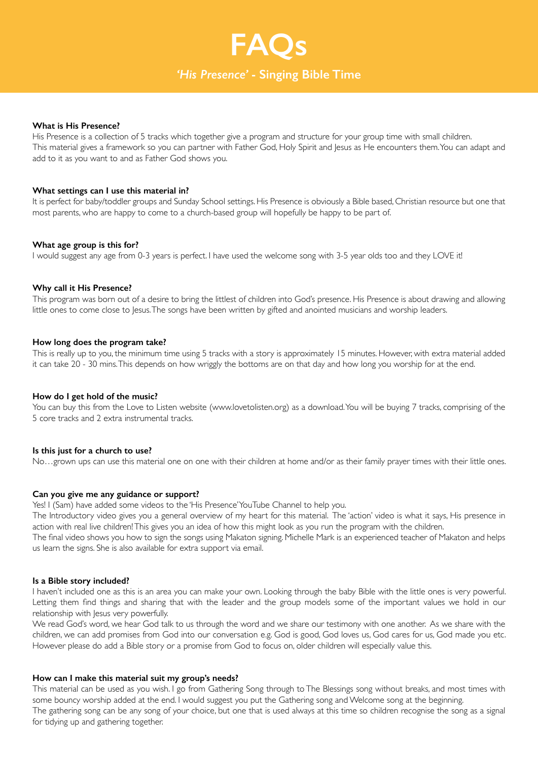# FAQs

## *'His Presence'* - Singing Bible Time

**What is His Presence?**

His Presence is a collection of 5 tracks which together give a program and structure for your group time with small children. This material gives a framework so you can partner with Father God, Holy Spirit and Jesus as He encounters them. You can adapt and add to it as you want to and as Father God shows you.

**What settings can I use this material in?**

It is perfect for baby/toddler groups and Sunday School settings. His Presence is obviously a Bible based, Christian resource but one that most parents, who are happy to come to a church-based group will hopefully be happy to be part of.

**What age group is this for?**

I would suggest any age from 0-3 years is perfect. I have used the welcome song with 3-5 year olds too and they LOVE it!

**Why call it His Presence?**

This program was born out of a desire to bring the littlest of children into God's presence. His Presence is about drawing and allowing little ones to come close to Jesus. The songs have been written by gifted and anointed musicians and worship leaders.

**How long does the program take?**

This is really up to you, the minimum time using 5 tracks with a story is approximately 15 minutes. However, with extra material added it can take 20 - 30 mins. This depends on how wriggly the bottoms are on that day and how long you worship for at the end.

**How do I get hold of the music?**

You can buy this from the Love to Listen website (www.lovetolisten.org) as a download. You will be buying 7 tracks, comprising of the 5 core tracks and 2 extra instrumental tracks.

**Is this just for a church to use?**

No…grown ups can use this material one on one with their children at home and/or as their family prayer times with their little ones.

**Can you give me any guidance or support?**

Yes! I (Sam) have added some videos to the 'His Presence' YouTube Channel to help you.

The Introductory video gives you a general overview of my heart for this material. The 'action' video is what it says, His presence in action with real live children! This gives you an idea of how this might look as you run the program with the children.

The final video shows you how to sign the songs using Makaton signing. Michelle Mark is an experienced teacher of Makaton and helps us learn the signs. She is also available for extra support via email.

**Is a Bible story included?**

I haven't included one as this is an area you can make your own. Looking through the baby Bible with the little ones is very powerful. Letting them find things and sharing that with the leader and the group models some of the important values we hold in our relationship with Jesus very powerfully.

We read God's word, we hear God talk to us through the word and we share our testimony with one another. As we share with the children, we can add promises from God into our conversation e.g. God is good, God loves us, God cares for us, God made you etc. However please do add a Bible story or a promise from God to focus on, older children will especially value this.

**How can I make this material suit my group's needs?**

This material can be used as you wish. I go from Gathering Song through to The Blessings song without breaks, and most times with some bouncy worship added at the end. I would suggest you put the Gathering song and Welcome song at the beginning.

The gathering song can be any song of your choice, but one that is used always at this time so children recognise the song as a signal for tidying up and gathering together.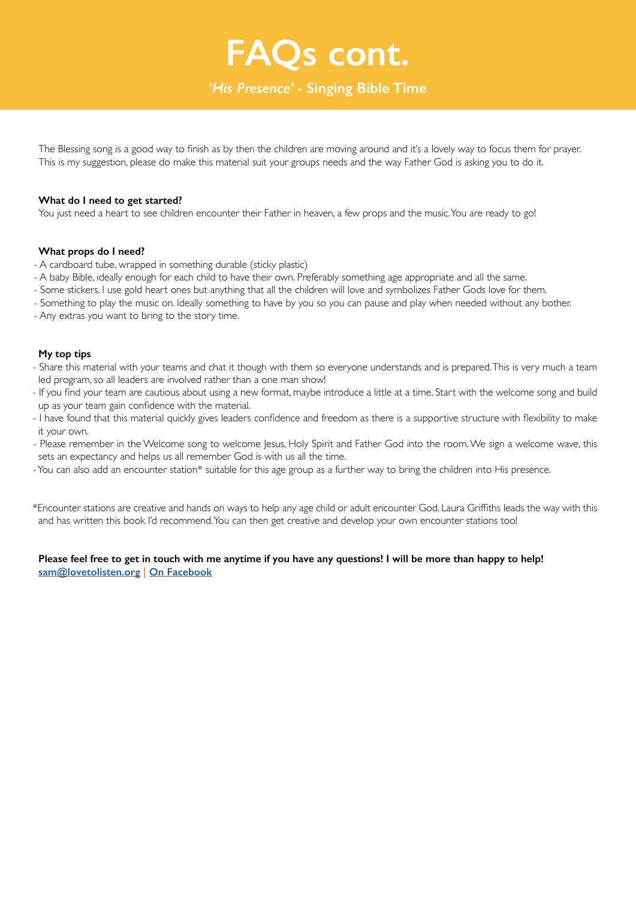# FAQs cont.

## *'His Presence'* - Singing Bible Time

The Blessing song is a good way to finish as by then the children are moving around and it's a lovely way to focus them for prayer. This is my suggestion, please do make this material suit your groups needs and the way Father God is asking you to do it.

**What do I need to get started?**
You just need a heart to see children encounter their Father in heaven, a few props and the music. You are ready to go!

**What props do I need?**

- A cardboard tube, wrapped in something durable (sticky plastic)
- A baby Bible, ideally enough for each child to have their own. Preferably something age appropriate and all the same.
- Some stickers. I use gold heart ones but anything that all the children will love and symbolizes Father Gods love for them.
- Something to play the music on. Ideally something to have by you so you can pause and play when needed without any bother.
- Any extras you want to bring to the story time.

**My top tips**

- Share this material with your teams and chat it though with them so everyone understands and is prepared. This is very much a team led program, so all leaders are involved rather than a one man show!
- If you find your team are cautious about using a new format, maybe introduce a little at a time. Start with the welcome song and build up as your team gain confidence with the material.
- I have found that this material quickly gives leaders confidence and freedom as there is a supportive structure with flexibility to make it your own.
- Please remember in the Welcome song to welcome Jesus, Holy Spirit and Father God into the room. We sign a welcome wave, this sets an expectancy and helps us all remember God is with us all the time.
- You can also add an encounter station* suitable for this age group as a further way to bring the children into His presence.

*Encounter stations are creative and hands on ways to help any age child or adult encounter God. Laura Griffiths leads the way with this and has written this book I'd recommend. You can then get creative and develop your own encounter stations too!

**Please feel free to get in touch with me anytime if you have any questions! I will be more than happy to help!**
sam@lovetolisten.org | On Facebook